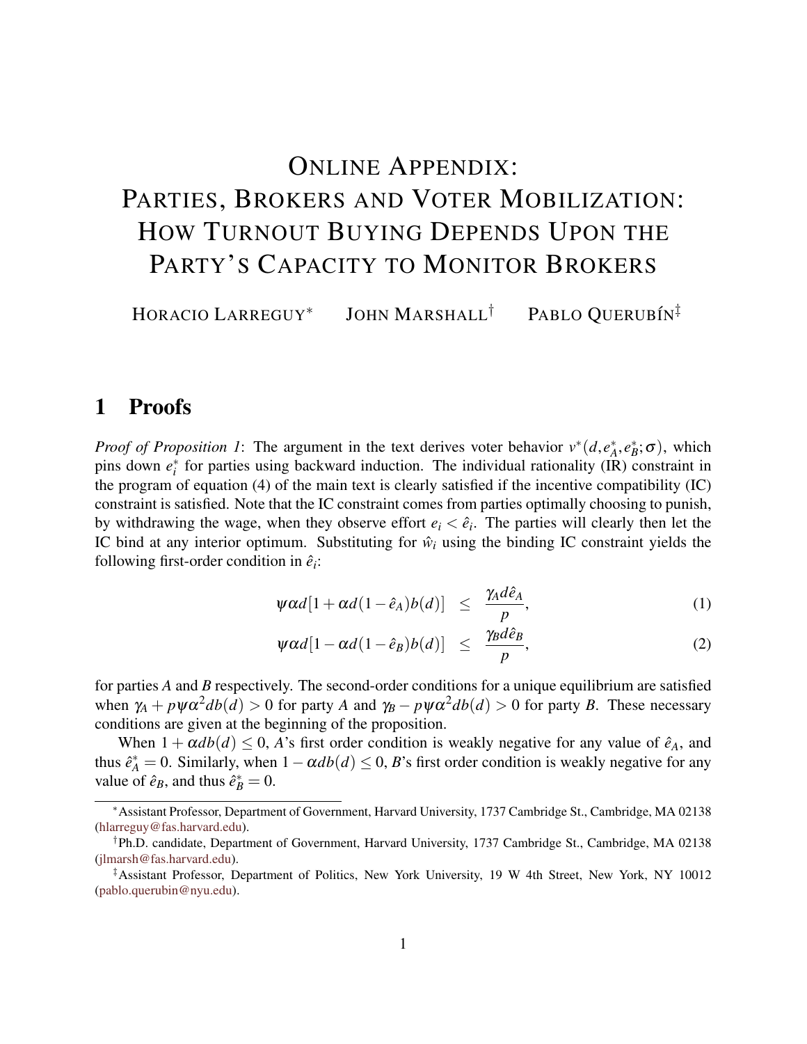# Online Appendix: Parties, Brokers and Voter Mobilization: How Turnout Buying Depends Upon the Party's Capacity to Monitor Brokers

Horacio Larreguy* John Marshall† Pablo Querubín‡

## 1 Proofs

*Proof of Proposition 1*: The argument in the text derives voter behavior $v^*(d, e_A^*, e_B^*; \sigma)$, which pins down $e_i^*$ for parties using backward induction. The individual rationality (IR) constraint in the program of equation (4) of the main text is clearly satisfied if the incentive compatibility (IC) constraint is satisfied. Note that the IC constraint comes from parties optimally choosing to punish, by withdrawing the wage, when they observe effort $e_i < \hat{e}_i$. The parties will clearly then let the IC bind at any interior optimum. Substituting for $\hat{w}_i$ using the binding IC constraint yields the following first-order condition in $\hat{e}_i$:

$$\psi \alpha d[1 + \alpha d(1 - \hat{e}_A)b(d)] \leq \frac{\gamma_A d \hat{e}_A}{p}, \tag{1}$$

$$\psi \alpha d[1 - \alpha d(1 - \hat{e}_B)b(d)] \leq \frac{\gamma_B d \hat{e}_B}{p}, \tag{2}$$

for parties $A$ and $B$ respectively. The second-order conditions for a unique equilibrium are satisfied when $\gamma_A + p\psi\alpha^2 db(d) > 0$ for party $A$ and $\gamma_B - p\psi\alpha^2 db(d) > 0$ for party $B$. These necessary conditions are given at the beginning of the proposition.

When $1 + \alpha db(d) \leq 0$, $A$'s first order condition is weakly negative for any value of $\hat{e}_A$, and thus $\hat{e}_A^* = 0$. Similarly, when $1 - \alpha db(d) \leq 0$, $B$'s first order condition is weakly negative for any value of $\hat{e}_B$, and thus $\hat{e}_B^* = 0$.

---

*Assistant Professor, Department of Government, Harvard University, 1737 Cambridge St., Cambridge, MA 02138 (hlarreguy@fas.harvard.edu).

†Ph.D. candidate, Department of Government, Harvard University, 1737 Cambridge St., Cambridge, MA 02138 (jlmarsh@fas.harvard.edu).

‡Assistant Professor, Department of Politics, New York University, 19 W 4th Street, New York, NY 10012 (pablo.querubin@nyu.edu).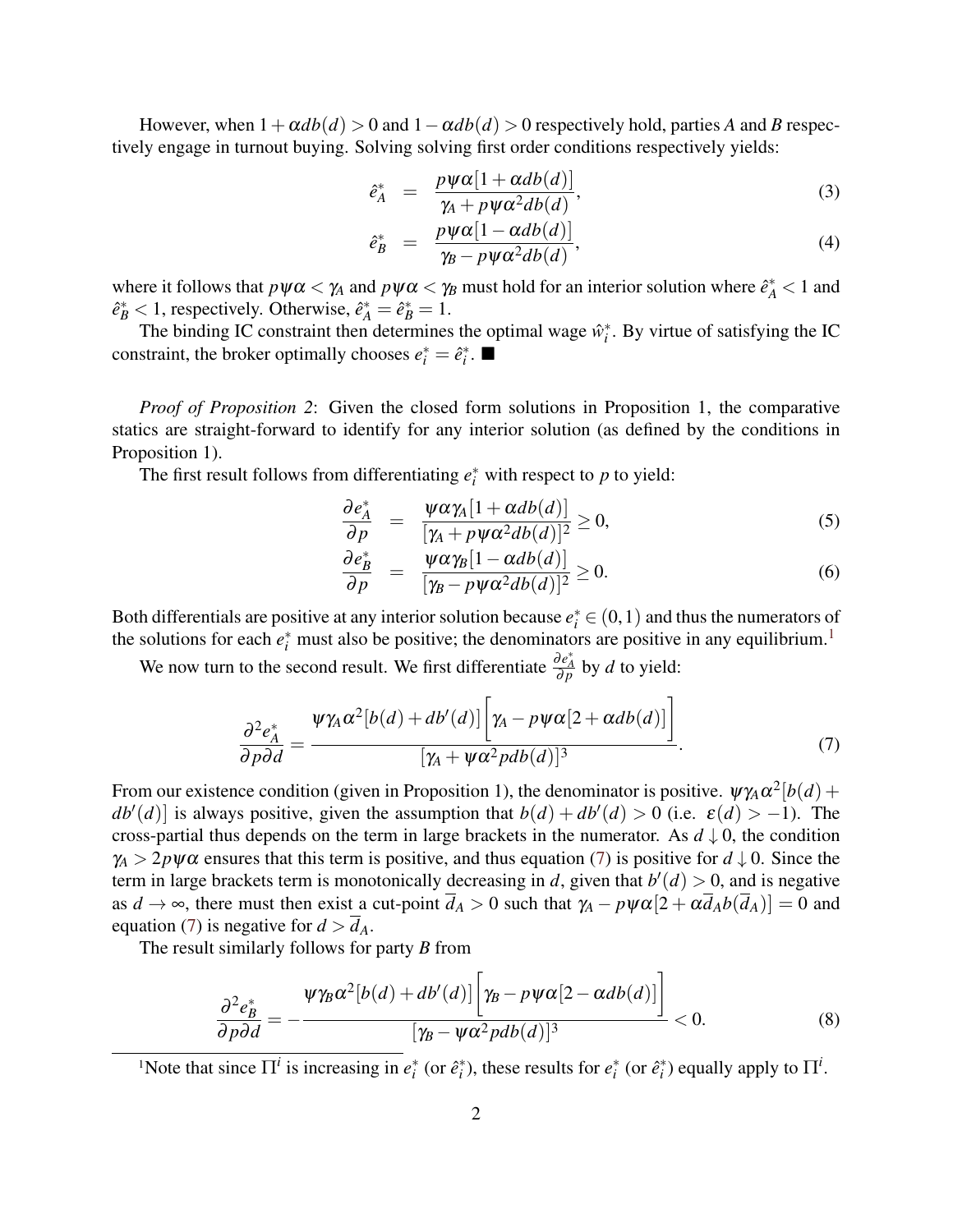However, when $1+\alpha d b(d)>0$ and $1-\alpha d b(d)>0$ respectively hold, parties $A$ and $B$ respectively engage in turnout buying. Solving solving first order conditions respectively yields:

$$\hat{e}_A^* = \frac{p\psi\alpha[1+\alpha d b(d)]}{\gamma_A + p\psi\alpha^2 d b(d)}, \tag{3}$$

$$\hat{e}_B^* = \frac{p\psi\alpha[1-\alpha d b(d)]}{\gamma_B - p\psi\alpha^2 d b(d)}, \tag{4}$$

where it follows that $p\psi\alpha < \gamma_A$ and $p\psi\alpha < \gamma_B$ must hold for an interior solution where $\hat{e}_A^* < 1$ and $\hat{e}_B^* < 1$, respectively. Otherwise, $\hat{e}_A^* = \hat{e}_B^* = 1$.

The binding IC constraint then determines the optimal wage $\hat{w}_i^*$. By virtue of satisfying the IC constraint, the broker optimally chooses $e_i^* = \hat{e}_i^*$. ■

*Proof of Proposition 2*: Given the closed form solutions in Proposition 1, the comparative statics are straight-forward to identify for any interior solution (as defined by the conditions in Proposition 1).

The first result follows from differentiating $e_i^*$ with respect to $p$ to yield:

$$\frac{\partial e_A^*}{\partial p} = \frac{\psi\alpha\gamma_A[1+\alpha d b(d)]}{[\gamma_A + p\psi\alpha^2 d b(d)]^2} \geq 0, \tag{5}$$

$$\frac{\partial e_B^*}{\partial p} = \frac{\psi\alpha\gamma_B[1-\alpha d b(d)]}{[\gamma_B - p\psi\alpha^2 d b(d)]^2} \geq 0. \tag{6}$$

Both differentials are positive at any interior solution because $e_i^* \in (0,1)$ and thus the numerators of the solutions for each $e_i^*$ must also be positive; the denominators are positive in any equilibrium.[1]

We now turn to the second result. We first differentiate $\frac{\partial e_A^*}{\partial p}$ by $d$ to yield:

$$\frac{\partial^2 e_A^*}{\partial p \partial d} = \frac{\psi\gamma_A\alpha^2[b(d)+d b'(d)]\Big[\gamma_A - p\psi\alpha[2+\alpha d b(d)]\Big]}{[\gamma_A + \psi\alpha^2 p d b(d)]^3}. \tag{7}$$

From our existence condition (given in Proposition 1), the denominator is positive. $\psi\gamma_A\alpha^2[b(d)+d b'(d)]$ is always positive, given the assumption that $b(d)+d b'(d)>0$ (i.e. $\varepsilon(d)>-1$). The cross-partial thus depends on the term in large brackets in the numerator. As $d \downarrow 0$, the condition $\gamma_A > 2p\psi\alpha$ ensures that this term is positive, and thus equation (7) is positive for $d \downarrow 0$. Since the term in large brackets term is monotonically decreasing in $d$, given that $b'(d)>0$, and is negative as $d \to \infty$, there must then exist a cut-point $\overline{d}_A > 0$ such that $\gamma_A - p\psi\alpha[2+\alpha\overline{d}_A b(\overline{d}_A)] = 0$ and equation (7) is negative for $d > \overline{d}_A$.

The result similarly follows for party $B$ from

$$\frac{\partial^2 e_B^*}{\partial p \partial d} = -\frac{\psi\gamma_B\alpha^2[b(d)+d b'(d)]\Big[\gamma_B - p\psi\alpha[2-\alpha d b(d)]\Big]}{[\gamma_B - \psi\alpha^2 p d b(d)]^3} < 0. \tag{8}$$

[1] Note that since $\Pi^i$ is increasing in $e_i^*$ (or $\hat{e}_i^*$), these results for $e_i^*$ (or $\hat{e}_i^*$) equally apply to $\Pi^i$.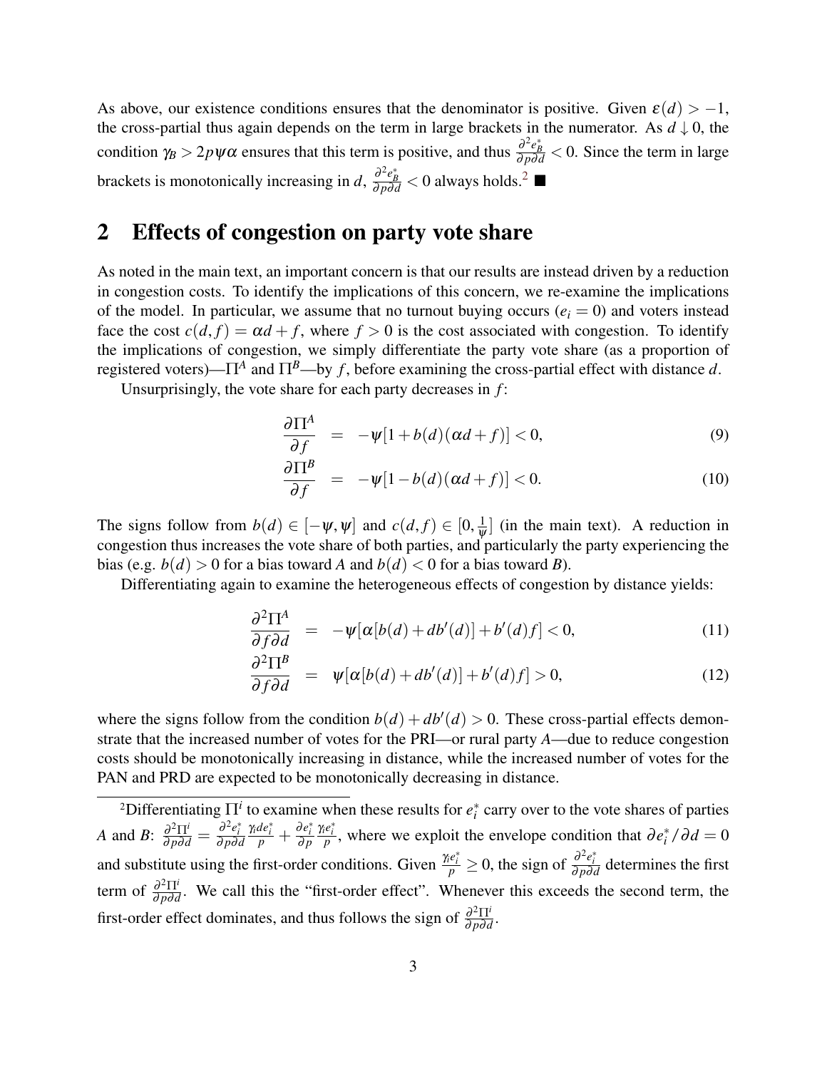As above, our existence conditions ensures that the denominator is positive. Given $\varepsilon(d) > -1$, the cross-partial thus again depends on the term in large brackets in the numerator. As $d \downarrow 0$, the condition $\gamma_B > 2p\psi\alpha$ ensures that this term is positive, and thus $\frac{\partial^2 e_B^*}{\partial p \partial d} < 0$. Since the term in large brackets is monotonically increasing in $d$, $\frac{\partial^2 e_B^*}{\partial p \partial d} < 0$ always holds.[2] ■

# 2 Effects of congestion on party vote share

As noted in the main text, an important concern is that our results are instead driven by a reduction in congestion costs. To identify the implications of this concern, we re-examine the implications of the model. In particular, we assume that no turnout buying occurs ($e_i = 0$) and voters instead face the cost $c(d, f) = \alpha d + f$, where $f > 0$ is the cost associated with congestion. To identify the implications of congestion, we simply differentiate the party vote share (as a proportion of registered voters)—$\Pi^A$ and $\Pi^B$—by $f$, before examining the cross-partial effect with distance $d$.

Unsurprisingly, the vote share for each party decreases in $f$:

$$\frac{\partial \Pi^A}{\partial f} = -\psi[1 + b(d)(\alpha d + f)] < 0, \tag{9}$$

$$\frac{\partial \Pi^B}{\partial f} = -\psi[1 - b(d)(\alpha d + f)] < 0. \tag{10}$$

The signs follow from $b(d) \in [-\psi, \psi]$ and $c(d, f) \in [0, \frac{1}{\psi}]$ (in the main text). A reduction in congestion thus increases the vote share of both parties, and particularly the party experiencing the bias (e.g. $b(d) > 0$ for a bias toward $A$ and $b(d) < 0$ for a bias toward $B$).

Differentiating again to examine the heterogeneous effects of congestion by distance yields:

$$\frac{\partial^2 \Pi^A}{\partial f \partial d} = -\psi[\alpha[b(d) + db'(d)] + b'(d)f] < 0, \tag{11}$$

$$\frac{\partial^2 \Pi^B}{\partial f \partial d} = \psi[\alpha[b(d) + db'(d)] + b'(d)f] > 0, \tag{12}$$

where the signs follow from the condition $b(d) + db'(d) > 0$. These cross-partial effects demonstrate that the increased number of votes for the PRI—or rural party $A$—due to reduce congestion costs should be monotonically increasing in distance, while the increased number of votes for the PAN and PRD are expected to be monotonically decreasing in distance.

---

[2] Differentiating $\Pi^i$ to examine when these results for $e_i^*$ carry over to the vote shares of parties $A$ and $B$: $\frac{\partial^2 \Pi^i}{\partial p \partial d} = \frac{\partial^2 e_i^*}{\partial p \partial d} \frac{\gamma_i d e_i^*}{p} + \frac{\partial e_i^*}{\partial p} \frac{\gamma_i e_i^*}{p}$, where we exploit the envelope condition that $\partial e_i^* / \partial d = 0$ and substitute using the first-order conditions. Given $\frac{\gamma_i e_i^*}{p} \geq 0$, the sign of $\frac{\partial^2 e_i^*}{\partial p \partial d}$ determines the first term of $\frac{\partial^2 \Pi^i}{\partial p \partial d}$. We call this the "first-order effect". Whenever this exceeds the second term, the first-order effect dominates, and thus follows the sign of $\frac{\partial^2 \Pi^i}{\partial p \partial d}$.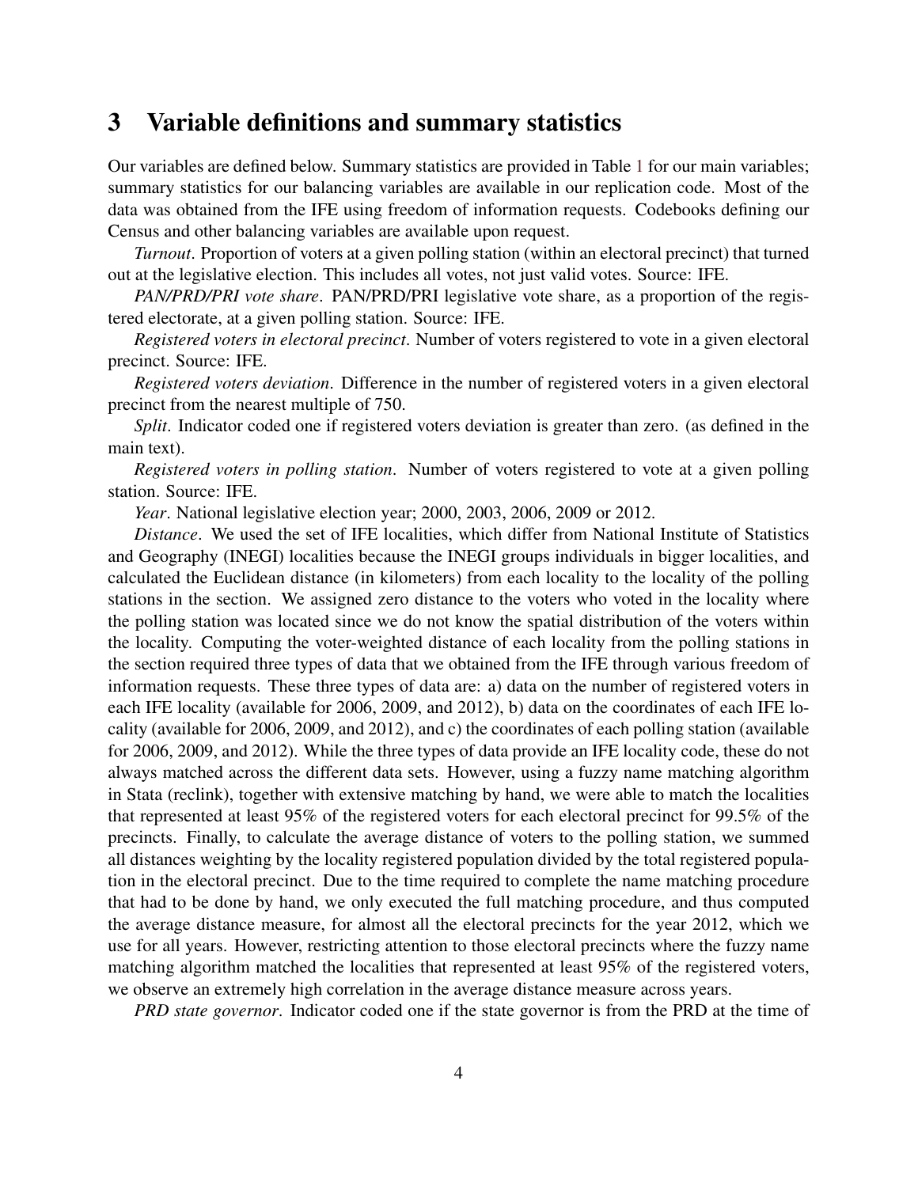## 3 Variable definitions and summary statistics

Our variables are defined below. Summary statistics are provided in Table 1 for our main variables; summary statistics for our balancing variables are available in our replication code. Most of the data was obtained from the IFE using freedom of information requests. Codebooks defining our Census and other balancing variables are available upon request.

*Turnout*. Proportion of voters at a given polling station (within an electoral precinct) that turned out at the legislative election. This includes all votes, not just valid votes. Source: IFE.

*PAN/PRD/PRI vote share*. PAN/PRD/PRI legislative vote share, as a proportion of the registered electorate, at a given polling station. Source: IFE.

*Registered voters in electoral precinct*. Number of voters registered to vote in a given electoral precinct. Source: IFE.

*Registered voters deviation*. Difference in the number of registered voters in a given electoral precinct from the nearest multiple of 750.

*Split*. Indicator coded one if registered voters deviation is greater than zero. (as defined in the main text).

*Registered voters in polling station*. Number of voters registered to vote at a given polling station. Source: IFE.

*Year*. National legislative election year; 2000, 2003, 2006, 2009 or 2012.

*Distance*. We used the set of IFE localities, which differ from National Institute of Statistics and Geography (INEGI) localities because the INEGI groups individuals in bigger localities, and calculated the Euclidean distance (in kilometers) from each locality to the locality of the polling stations in the section. We assigned zero distance to the voters who voted in the locality where the polling station was located since we do not know the spatial distribution of the voters within the locality. Computing the voter-weighted distance of each locality from the polling stations in the section required three types of data that we obtained from the IFE through various freedom of information requests. These three types of data are: a) data on the number of registered voters in each IFE locality (available for 2006, 2009, and 2012), b) data on the coordinates of each IFE locality (available for 2006, 2009, and 2012), and c) the coordinates of each polling station (available for 2006, 2009, and 2012). While the three types of data provide an IFE locality code, these do not always matched across the different data sets. However, using a fuzzy name matching algorithm in Stata (reclink), together with extensive matching by hand, we were able to match the localities that represented at least 95% of the registered voters for each electoral precinct for 99.5% of the precincts. Finally, to calculate the average distance of voters to the polling station, we summed all distances weighting by the locality registered population divided by the total registered population in the electoral precinct. Due to the time required to complete the name matching procedure that had to be done by hand, we only executed the full matching procedure, and thus computed the average distance measure, for almost all the electoral precincts for the year 2012, which we use for all years. However, restricting attention to those electoral precincts where the fuzzy name matching algorithm matched the localities that represented at least 95% of the registered voters, we observe an extremely high correlation in the average distance measure across years.

*PRD state governor*. Indicator coded one if the state governor is from the PRD at the time of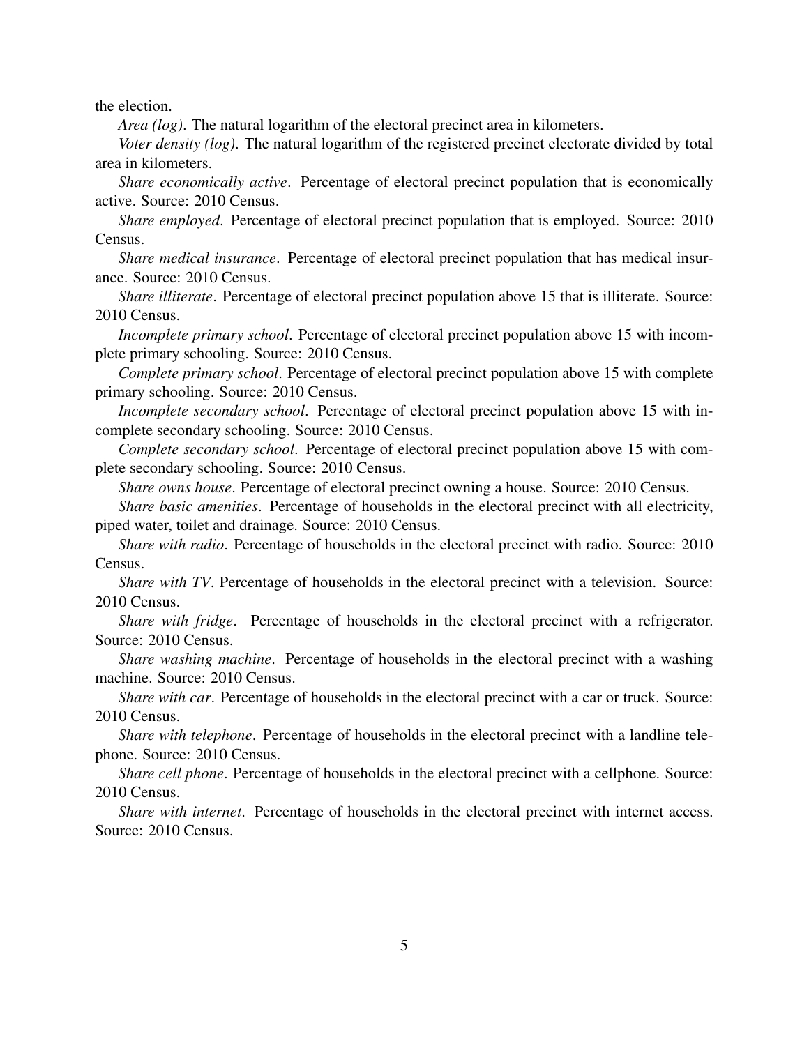the election.

*Area (log)*. The natural logarithm of the electoral precinct area in kilometers.

*Voter density (log)*. The natural logarithm of the registered precinct electorate divided by total area in kilometers.

*Share economically active*. Percentage of electoral precinct population that is economically active. Source: 2010 Census.

*Share employed*. Percentage of electoral precinct population that is employed. Source: 2010 Census.

*Share medical insurance*. Percentage of electoral precinct population that has medical insurance. Source: 2010 Census.

*Share illiterate*. Percentage of electoral precinct population above 15 that is illiterate. Source: 2010 Census.

*Incomplete primary school*. Percentage of electoral precinct population above 15 with incomplete primary schooling. Source: 2010 Census.

*Complete primary school*. Percentage of electoral precinct population above 15 with complete primary schooling. Source: 2010 Census.

*Incomplete secondary school*. Percentage of electoral precinct population above 15 with incomplete secondary schooling. Source: 2010 Census.

*Complete secondary school*. Percentage of electoral precinct population above 15 with complete secondary schooling. Source: 2010 Census.

*Share owns house*. Percentage of electoral precinct owning a house. Source: 2010 Census.

*Share basic amenities*. Percentage of households in the electoral precinct with all electricity, piped water, toilet and drainage. Source: 2010 Census.

*Share with radio*. Percentage of households in the electoral precinct with radio. Source: 2010 Census.

*Share with TV*. Percentage of households in the electoral precinct with a television. Source: 2010 Census.

*Share with fridge*. Percentage of households in the electoral precinct with a refrigerator. Source: 2010 Census.

*Share washing machine*. Percentage of households in the electoral precinct with a washing machine. Source: 2010 Census.

*Share with car*. Percentage of households in the electoral precinct with a car or truck. Source: 2010 Census.

*Share with telephone*. Percentage of households in the electoral precinct with a landline telephone. Source: 2010 Census.

*Share cell phone*. Percentage of households in the electoral precinct with a cellphone. Source: 2010 Census.

*Share with internet*. Percentage of households in the electoral precinct with internet access. Source: 2010 Census.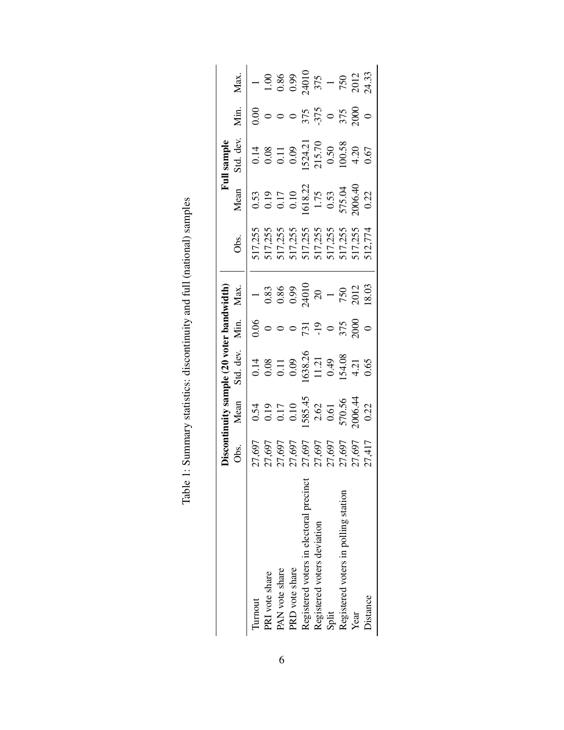Table 1: Summary statistics: discontinuity and full (national) samples

| | Discontinuity sample (20 voter bandwidth) | | | | | Full sample | | | | |
|---|---|---|---|---|---|---|---|---|---|---|
| | Obs. | Mean | Std. dev. | Min. | Max. | Obs. | Mean | Std. dev. | Min. | Max. |
| Turnout | 27,697 | 0.54 | 0.14 | 0.06 | 1 | 517,255 | 0.53 | 0.14 | 0.00 | 1 |
| PRI vote share | 27,697 | 0.19 | 0.08 | 0 | 0.83 | 517,255 | 0.19 | 0.08 | 0 | 1.00 |
| PAN vote share | 27,697 | 0.17 | 0.11 | 0 | 0.86 | 517,255 | 0.17 | 0.11 | 0 | 0.86 |
| PRD vote share | 27,697 | 0.10 | 0.09 | 0 | 0.99 | 517,255 | 0.10 | 0.09 | 0 | 0.99 |
| Registered voters in electoral precinct | 27,697 | 1585.45 | 1638.26 | 731 | 24010 | 517,255 | 1618.22 | 1524.21 | 375 | 24010 |
| Registered voters deviation | 27,697 | 2.62 | 11.21 | -19 | 20 | 517,255 | 1.75 | 215.70 | -375 | 375 |
| Split | 27,697 | 0.61 | 0.49 | 0 | 1 | 517,255 | 0.53 | 0.50 | 0 | 1 |
| Registered voters in polling station | 27,697 | 570.56 | 154.08 | 375 | 750 | 517,255 | 575.04 | 100.58 | 375 | 750 |
| Year | 27,697 | 2006.44 | 4.21 | 2000 | 2012 | 517,255 | 2006.40 | 4.20 | 2000 | 2012 |
| Distance | 27,417 | 0.22 | 0.65 | 0 | 18.03 | 512,774 | 0.22 | 0.67 | 0 | 24.33 |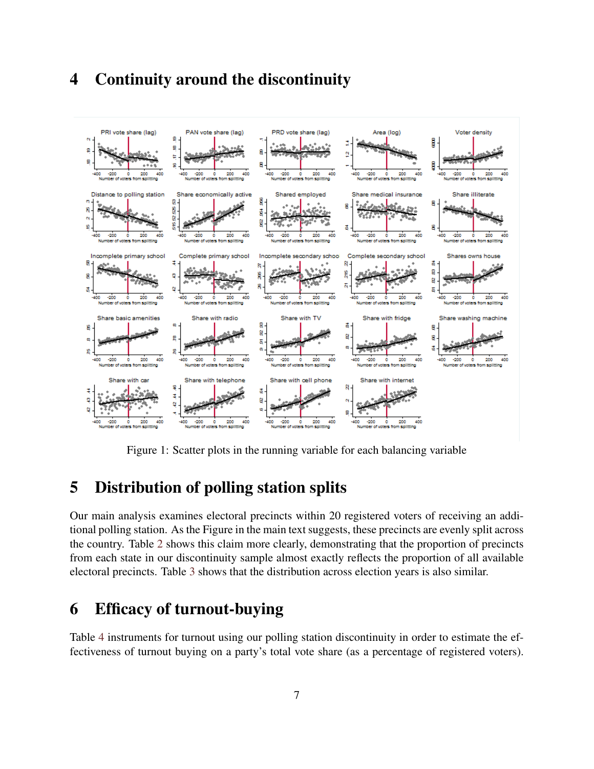# 4 Continuity around the discontinuity

Figure 1: Scatter plots in the running variable for each balancing variable

# 5 Distribution of polling station splits

Our main analysis examines electoral precincts within 20 registered voters of receiving an additional polling station. As the Figure in the main text suggests, these precincts are evenly split across the country. Table 2 shows this claim more clearly, demonstrating that the proportion of precincts from each state in our discontinuity sample almost exactly reflects the proportion of all available electoral precincts. Table 3 shows that the distribution across election years is also similar.

# 6 Efficacy of turnout-buying

Table 4 instruments for turnout using our polling station discontinuity in order to estimate the effectiveness of turnout buying on a party's total vote share (as a percentage of registered voters).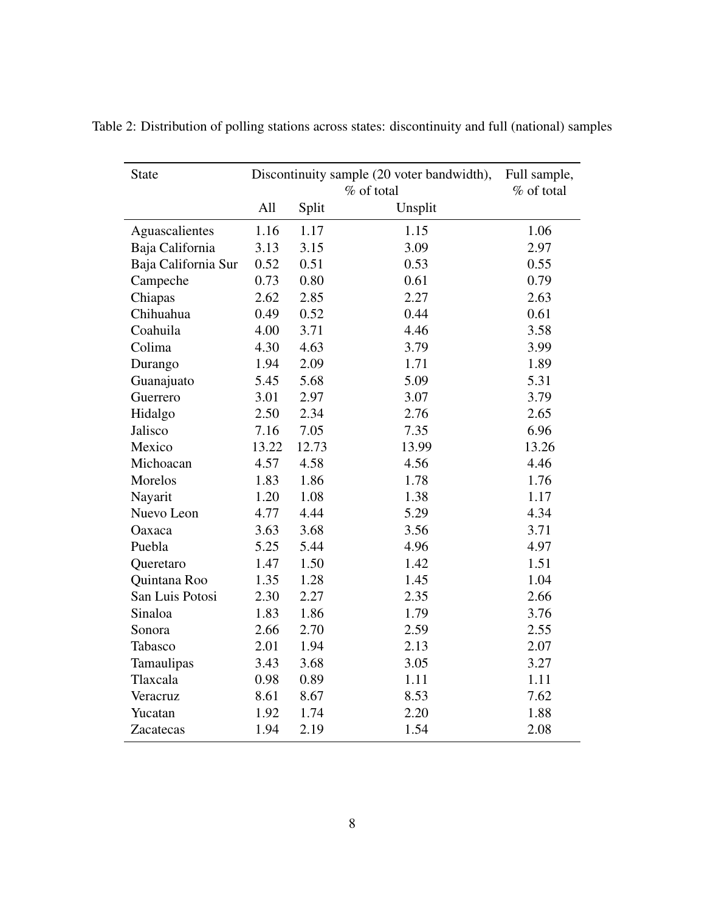Table 2: Distribution of polling stations across states: discontinuity and full (national) samples

| State | Discontinuity sample (20 voter bandwidth), % of total | | | Full sample, % of total |
|---|---|---|---|---|
| | All | Split | Unsplit | |
| Aguascalientes | 1.16 | 1.17 | 1.15 | 1.06 |
| Baja California | 3.13 | 3.15 | 3.09 | 2.97 |
| Baja California Sur | 0.52 | 0.51 | 0.53 | 0.55 |
| Campeche | 0.73 | 0.80 | 0.61 | 0.79 |
| Chiapas | 2.62 | 2.85 | 2.27 | 2.63 |
| Chihuahua | 0.49 | 0.52 | 0.44 | 0.61 |
| Coahuila | 4.00 | 3.71 | 4.46 | 3.58 |
| Colima | 4.30 | 4.63 | 3.79 | 3.99 |
| Durango | 1.94 | 2.09 | 1.71 | 1.89 |
| Guanajuato | 5.45 | 5.68 | 5.09 | 5.31 |
| Guerrero | 3.01 | 2.97 | 3.07 | 3.79 |
| Hidalgo | 2.50 | 2.34 | 2.76 | 2.65 |
| Jalisco | 7.16 | 7.05 | 7.35 | 6.96 |
| Mexico | 13.22 | 12.73 | 13.99 | 13.26 |
| Michoacan | 4.57 | 4.58 | 4.56 | 4.46 |
| Morelos | 1.83 | 1.86 | 1.78 | 1.76 |
| Nayarit | 1.20 | 1.08 | 1.38 | 1.17 |
| Nuevo Leon | 4.77 | 4.44 | 5.29 | 4.34 |
| Oaxaca | 3.63 | 3.68 | 3.56 | 3.71 |
| Puebla | 5.25 | 5.44 | 4.96 | 4.97 |
| Queretaro | 1.47 | 1.50 | 1.42 | 1.51 |
| Quintana Roo | 1.35 | 1.28 | 1.45 | 1.04 |
| San Luis Potosi | 2.30 | 2.27 | 2.35 | 2.66 |
| Sinaloa | 1.83 | 1.86 | 1.79 | 3.76 |
| Sonora | 2.66 | 2.70 | 2.59 | 2.55 |
| Tabasco | 2.01 | 1.94 | 2.13 | 2.07 |
| Tamaulipas | 3.43 | 3.68 | 3.05 | 3.27 |
| Tlaxcala | 0.98 | 0.89 | 1.11 | 1.11 |
| Veracruz | 8.61 | 8.67 | 8.53 | 7.62 |
| Yucatan | 1.92 | 1.74 | 2.20 | 1.88 |
| Zacatecas | 1.94 | 2.19 | 1.54 | 2.08 |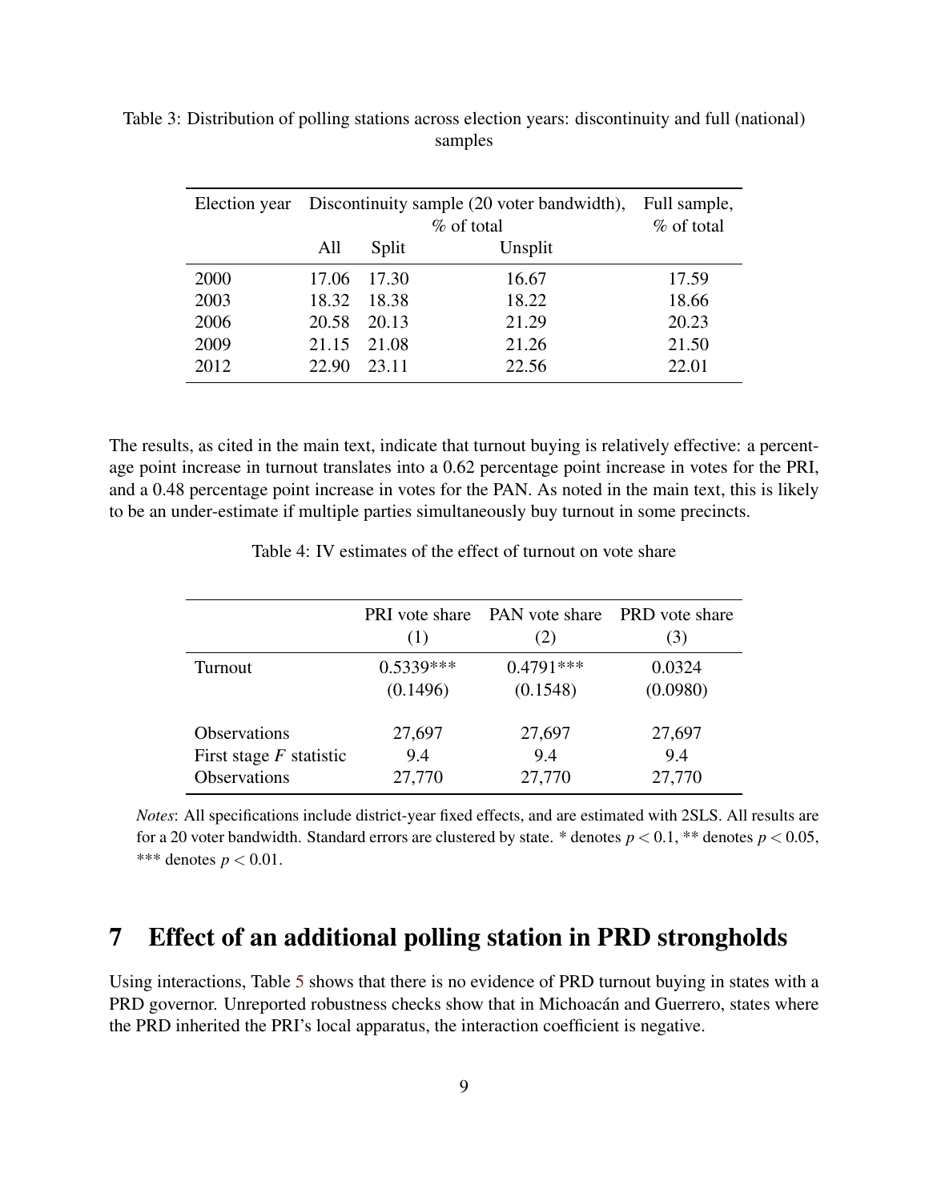Table 3: Distribution of polling stations across election years: discontinuity and full (national) samples

| Election year | Discontinuity sample (20 voter bandwidth), % of total | | | Full sample, % of total |
|---|---|---|---|---|
| | All | Split | Unsplit | |
| 2000 | 17.06 | 17.30 | 16.67 | 17.59 |
| 2003 | 18.32 | 18.38 | 18.22 | 18.66 |
| 2006 | 20.58 | 20.13 | 21.29 | 20.23 |
| 2009 | 21.15 | 21.08 | 21.26 | 21.50 |
| 2012 | 22.90 | 23.11 | 22.56 | 22.01 |

The results, as cited in the main text, indicate that turnout buying is relatively effective: a percentage point increase in turnout translates into a 0.62 percentage point increase in votes for the PRI, and a 0.48 percentage point increase in votes for the PAN. As noted in the main text, this is likely to be an under-estimate if multiple parties simultaneously buy turnout in some precincts.

Table 4: IV estimates of the effect of turnout on vote share

| | PRI vote share (1) | PAN vote share (2) | PRD vote share (3) |
|---|---|---|---|
| Turnout | 0.5339*** | 0.4791*** | 0.0324 |
| | (0.1496) | (0.1548) | (0.0980) |
| Observations | 27,697 | 27,697 | 27,697 |
| First stage $F$ statistic | 9.4 | 9.4 | 9.4 |
| Observations | 27,770 | 27,770 | 27,770 |

*Notes*: All specifications include district-year fixed effects, and are estimated with 2SLS. All results are for a 20 voter bandwidth. Standard errors are clustered by state. * denotes $p < 0.1$, ** denotes $p < 0.05$, *** denotes $p < 0.01$.

# 7 Effect of an additional polling station in PRD strongholds

Using interactions, Table 5 shows that there is no evidence of PRD turnout buying in states with a PRD governor. Unreported robustness checks show that in Michoacán and Guerrero, states where the PRD inherited the PRI's local apparatus, the interaction coefficient is negative.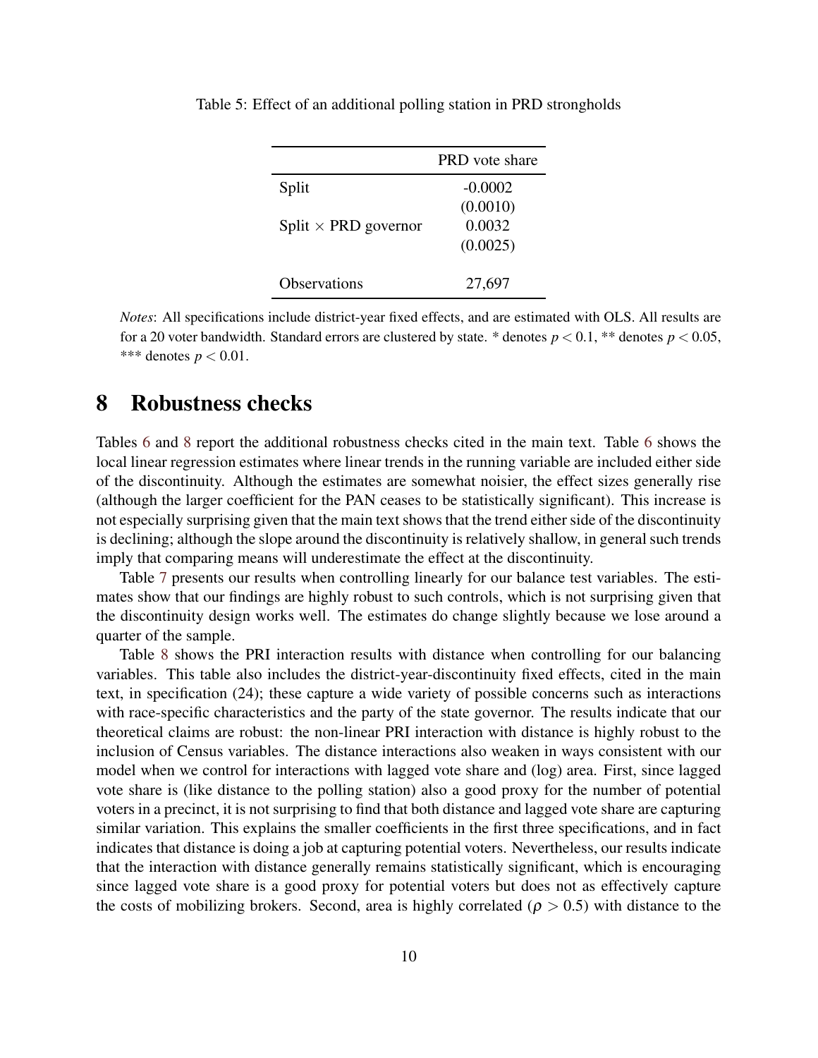Table 5: Effect of an additional polling station in PRD strongholds

| | PRD vote share |
|---|---|
| Split | -0.0002 |
| | (0.0010) |
| Split × PRD governor | 0.0032 |
| | (0.0025) |
| Observations | 27,697 |

*Notes*: All specifications include district-year fixed effects, and are estimated with OLS. All results are for a 20 voter bandwidth. Standard errors are clustered by state. * denotes $p < 0.1$, ** denotes $p < 0.05$, *** denotes $p < 0.01$.

# 8 Robustness checks

Tables 6 and 8 report the additional robustness checks cited in the main text. Table 6 shows the local linear regression estimates where linear trends in the running variable are included either side of the discontinuity. Although the estimates are somewhat noisier, the effect sizes generally rise (although the larger coefficient for the PAN ceases to be statistically significant). This increase is not especially surprising given that the main text shows that the trend either side of the discontinuity is declining; although the slope around the discontinuity is relatively shallow, in general such trends imply that comparing means will underestimate the effect at the discontinuity.

Table 7 presents our results when controlling linearly for our balance test variables. The estimates show that our findings are highly robust to such controls, which is not surprising given that the discontinuity design works well. The estimates do change slightly because we lose around a quarter of the sample.

Table 8 shows the PRI interaction results with distance when controlling for our balancing variables. This table also includes the district-year-discontinuity fixed effects, cited in the main text, in specification (24); these capture a wide variety of possible concerns such as interactions with race-specific characteristics and the party of the state governor. The results indicate that our theoretical claims are robust: the non-linear PRI interaction with distance is highly robust to the inclusion of Census variables. The distance interactions also weaken in ways consistent with our model when we control for interactions with lagged vote share and (log) area. First, since lagged vote share is (like distance to the polling station) also a good proxy for the number of potential voters in a precinct, it is not surprising to find that both distance and lagged vote share are capturing similar variation. This explains the smaller coefficients in the first three specifications, and in fact indicates that distance is doing a job at capturing potential voters. Nevertheless, our results indicate that the interaction with distance generally remains statistically significant, which is encouraging since lagged vote share is a good proxy for potential voters but does not as effectively capture the costs of mobilizing brokers. Second, area is highly correlated ($\rho > 0.5$) with distance to the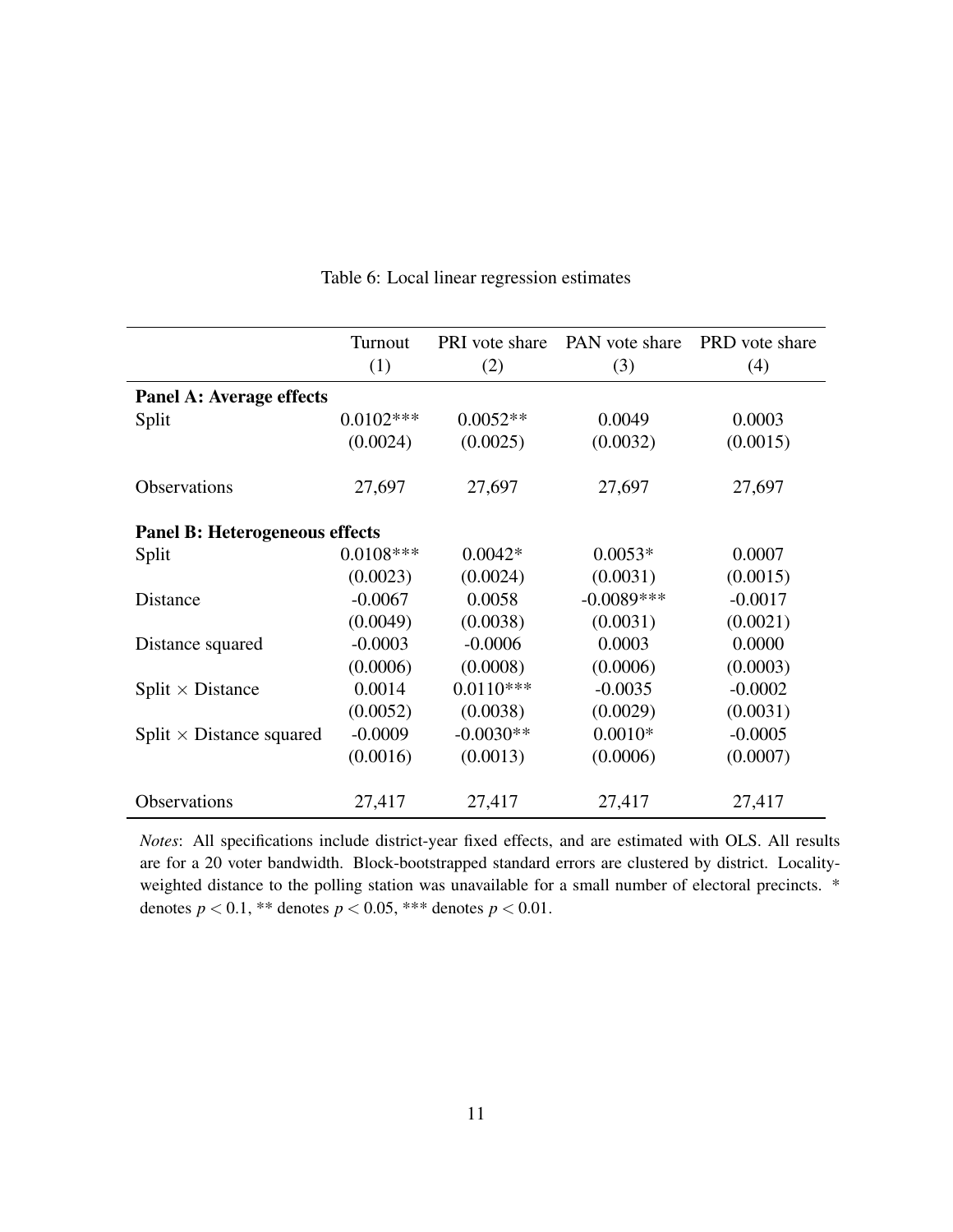Table 6: Local linear regression estimates

| | Turnout | PRI vote share | PAN vote share | PRD vote share |
|---|---|---|---|---|
| | (1) | (2) | (3) | (4) |
| **Panel A: Average effects** | | | | |
| Split | 0.0102*** | 0.0052** | 0.0049 | 0.0003 |
| | (0.0024) | (0.0025) | (0.0032) | (0.0015) |
| Observations | 27,697 | 27,697 | 27,697 | 27,697 |
| **Panel B: Heterogeneous effects** | | | | |
| Split | 0.0108*** | 0.0042* | 0.0053* | 0.0007 |
| | (0.0023) | (0.0024) | (0.0031) | (0.0015) |
| Distance | -0.0067 | 0.0058 | -0.0089*** | -0.0017 |
| | (0.0049) | (0.0038) | (0.0031) | (0.0021) |
| Distance squared | -0.0003 | -0.0006 | 0.0003 | 0.0000 |
| | (0.0006) | (0.0008) | (0.0006) | (0.0003) |
| Split $\times$ Distance | 0.0014 | 0.0110*** | -0.0035 | -0.0002 |
| | (0.0052) | (0.0038) | (0.0029) | (0.0031) |
| Split $\times$ Distance squared | -0.0009 | -0.0030** | 0.0010* | -0.0005 |
| | (0.0016) | (0.0013) | (0.0006) | (0.0007) |
| Observations | 27,417 | 27,417 | 27,417 | 27,417 |

*Notes*: All specifications include district-year fixed effects, and are estimated with OLS. All results are for a 20 voter bandwidth. Block-bootstrapped standard errors are clustered by district. Locality-weighted distance to the polling station was unavailable for a small number of electoral precincts. * denotes $p < 0.1$, ** denotes $p < 0.05$, *** denotes $p < 0.01$.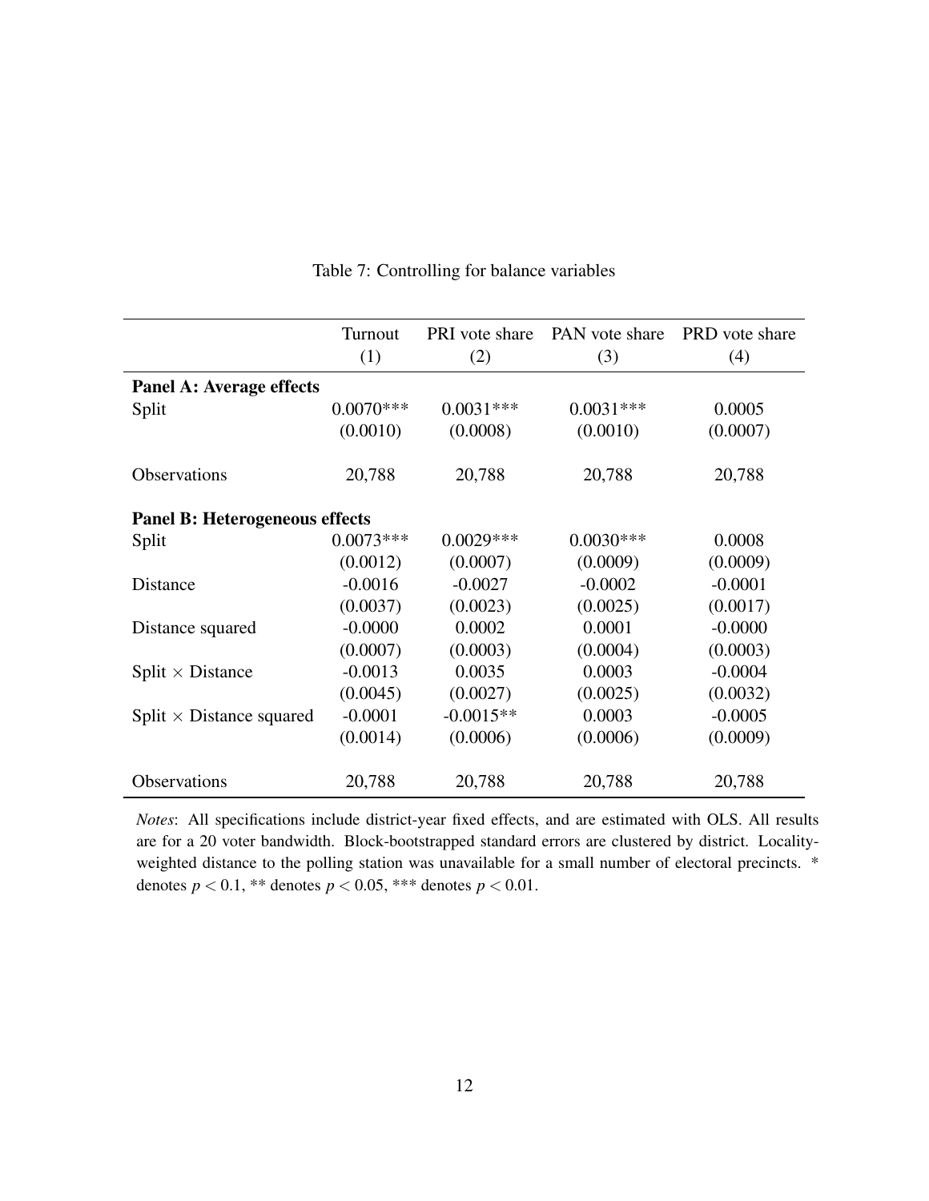Table 7: Controlling for balance variables

| | Turnout (1) | PRI vote share (2) | PAN vote share (3) | PRD vote share (4) |
|---|---|---|---|---|
| **Panel A: Average effects** | | | | |
| Split | 0.0070*** | 0.0031*** | 0.0031*** | 0.0005 |
| | (0.0010) | (0.0008) | (0.0010) | (0.0007) |
| Observations | 20,788 | 20,788 | 20,788 | 20,788 |
| **Panel B: Heterogeneous effects** | | | | |
| Split | 0.0073*** | 0.0029*** | 0.0030*** | 0.0008 |
| | (0.0012) | (0.0007) | (0.0009) | (0.0009) |
| Distance | -0.0016 | -0.0027 | -0.0002 | -0.0001 |
| | (0.0037) | (0.0023) | (0.0025) | (0.0017) |
| Distance squared | -0.0000 | 0.0002 | 0.0001 | -0.0000 |
| | (0.0007) | (0.0003) | (0.0004) | (0.0003) |
| Split $\times$ Distance | -0.0013 | 0.0035 | 0.0003 | -0.0004 |
| | (0.0045) | (0.0027) | (0.0025) | (0.0032) |
| Split $\times$ Distance squared | -0.0001 | -0.0015** | 0.0003 | -0.0005 |
| | (0.0014) | (0.0006) | (0.0006) | (0.0009) |
| Observations | 20,788 | 20,788 | 20,788 | 20,788 |

*Notes*: All specifications include district-year fixed effects, and are estimated with OLS. All results are for a 20 voter bandwidth. Block-bootstrapped standard errors are clustered by district. Locality-weighted distance to the polling station was unavailable for a small number of electoral precincts. * denotes $p < 0.1$, ** denotes $p < 0.05$, *** denotes $p < 0.01$.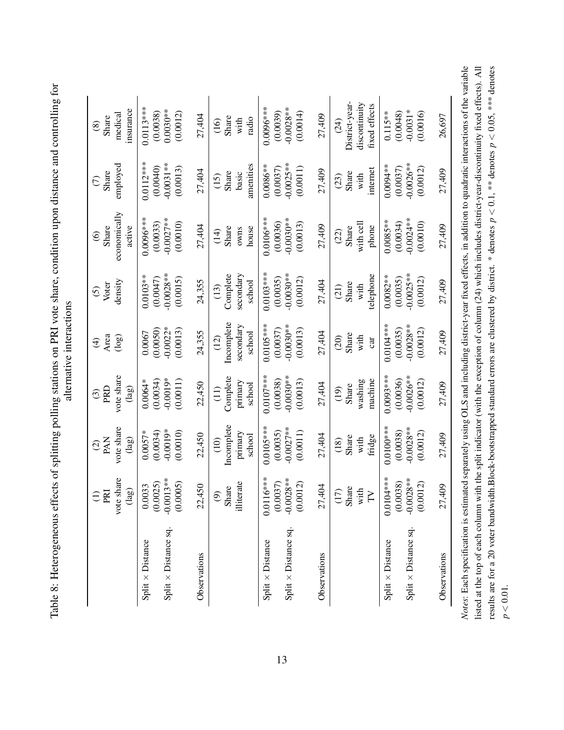Table 8: Heterogeneous effects of splitting polling stations on PRI vote share, condition upon distance and controlling for alternative interactions

| | (1) PRI vote share (lag) | (2) PAN vote share (lag) | (3) PRD vote share (lag) | (4) Area (log) | (5) Voter density | (6) Share economically active | (7) Share employed | (8) Share medical insurance |
|---|---|---|---|---|---|---|---|---|
| Split × Distance | 0.0033 | 0.0057* | 0.0064* | 0.0067 | 0.0103** | 0.0096*** | 0.0112*** | 0.0113*** |
| | (0.0025) | (0.0034) | (0.0034) | (0.0050) | (0.0047) | (0.0033) | (0.0040) | (0.0038) |
| Split × Distance sq. | -0.0013** | -0.0019* | -0.0019* | -0.0022* | -0.0028** | -0.0027** | -0.0031** | 0.0030** |
| | (0.0005) | (0.0010) | (0.0011) | (0.0013) | (0.0015) | (0.0010) | (0.0013) | (0.0012) |
| Observations | 22,450 | 22,450 | 22,450 | 24,355 | 24,355 | 27,404 | 27,404 | 27,404 |
| | (9) Share illiterate | (10) Incomplete primary school | (11) Complete primary school | (12) Incomplete secondary school | (13) Complete secondary school | (14) Share owns house | (15) Share basic amenities | (16) Share with radio |
| Split × Distance | 0.0116*** | 0.0105*** | 0.0107*** | 0.0105*** | 0.0103*** | 0.0106*** | 0.0086** | 0.0096*** |
| | (0.0037) | (0.0035) | (0.0038) | (0.0037) | (0.0035) | (0.0036) | (0.0037) | (0.0039) |
| Split × Distance sq. | -0.0028** | -0.0027** | -0.0030** | -0.0030** | -0.0030** | -0.0030** | -0.0025** | -0.0028** |
| | (0.0012) | (0.0011) | (0.0013) | (0.0013) | (0.0012) | (0.0013) | (0.0011) | (0.0014) |
| Observations | 27,404 | 27,404 | 27,404 | 27,404 | 27,404 | 27,409 | 27,409 | 27,409 |
| | (17) Share with TV | (18) Share with fridge | (19) Share washing machine | (20) Share with car | (21) Share with telephone | (22) Share with cell phone | (23) Share with internet | (24) District-year-discontinuity fixed effects |
| Split × Distance | 0.0104*** | 0.0100*** | 0.0093*** | 0.0104*** | 0.0082** | 0.0085** | 0.0094** | 0.115** |
| | (0.0038) | (0.0038) | (0.0036) | (0.0035) | (0.0035) | (0.0034) | (0.0037) | (0.0048) |
| Split × Distance sq. | -0.0028** | -0.0028** | -0.0026** | -0.0028** | -0.0025** | -0.0024** | -0.0026** | -0.0031* |
| | (0.0012) | (0.0012) | (0.0012) | (0.0012) | (0.0012) | (0.0010) | (0.0012) | (0.0016) |
| Observations | 27,409 | 27,409 | 27,409 | 27,409 | 27,409 | 27,409 | 27,409 | 26,697 |

*Notes*: Each specification is estimated separately using OLS and including district-year fixed effects, in addition to quadratic interactions of the variable listed at the top of each column with the split indicator (with the exception of column (24) which includes district-year-discontinuity fixed effects). All results are for a 20 voter bandwidth.Block-bootstrapped standard errors are clustered by district. * denotes $p < 0.1$, ** denotes $p < 0.05$, *** denotes $p < 0.01$.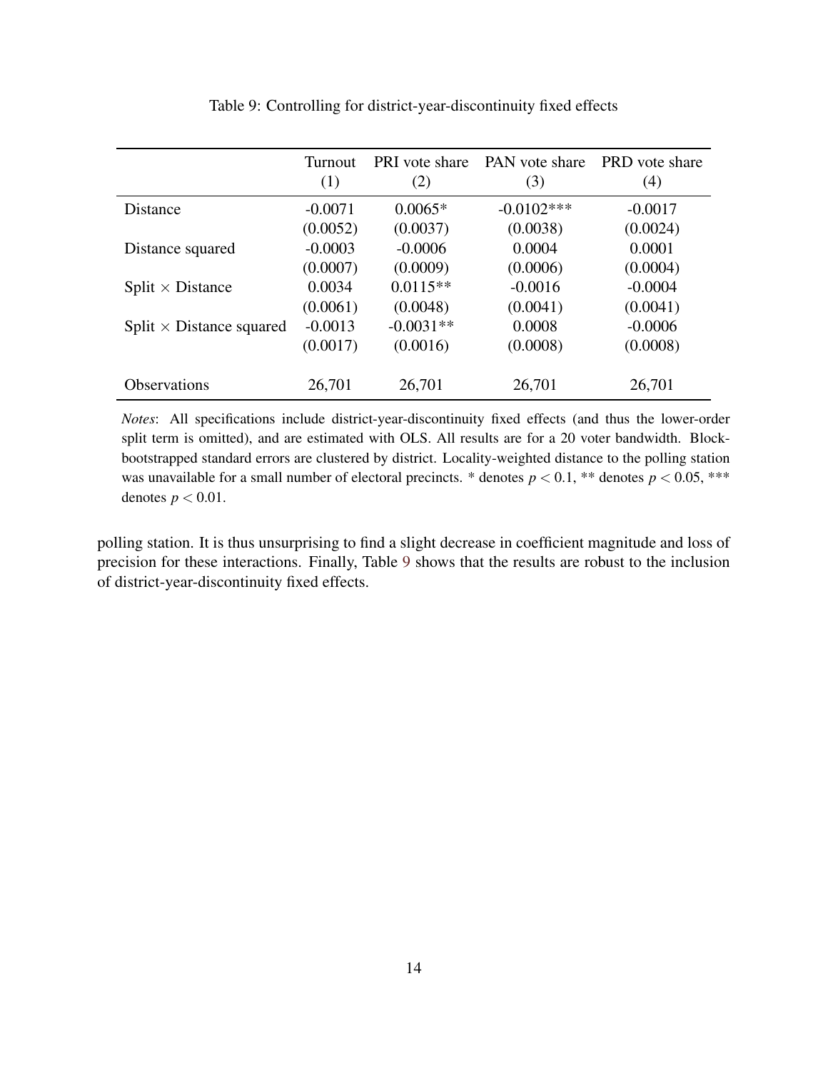Table 9: Controlling for district-year-discontinuity fixed effects

| | Turnout (1) | PRI vote share (2) | PAN vote share (3) | PRD vote share (4) |
|---|---|---|---|---|
| Distance | -0.0071 | 0.0065* | -0.0102*** | -0.0017 |
| | (0.0052) | (0.0037) | (0.0038) | (0.0024) |
| Distance squared | -0.0003 | -0.0006 | 0.0004 | 0.0001 |
| | (0.0007) | (0.0009) | (0.0006) | (0.0004) |
| Split $\times$ Distance | 0.0034 | 0.0115** | -0.0016 | -0.0004 |
| | (0.0061) | (0.0048) | (0.0041) | (0.0041) |
| Split $\times$ Distance squared | -0.0013 | -0.0031** | 0.0008 | -0.0006 |
| | (0.0017) | (0.0016) | (0.0008) | (0.0008) |
| Observations | 26,701 | 26,701 | 26,701 | 26,701 |

*Notes*: All specifications include district-year-discontinuity fixed effects (and thus the lower-order split term is omitted), and are estimated with OLS. All results are for a 20 voter bandwidth. Block-bootstrapped standard errors are clustered by district. Locality-weighted distance to the polling station was unavailable for a small number of electoral precincts. * denotes $p < 0.1$, ** denotes $p < 0.05$, *** denotes $p < 0.01$.

polling station. It is thus unsurprising to find a slight decrease in coefficient magnitude and loss of precision for these interactions. Finally, Table 9 shows that the results are robust to the inclusion of district-year-discontinuity fixed effects.